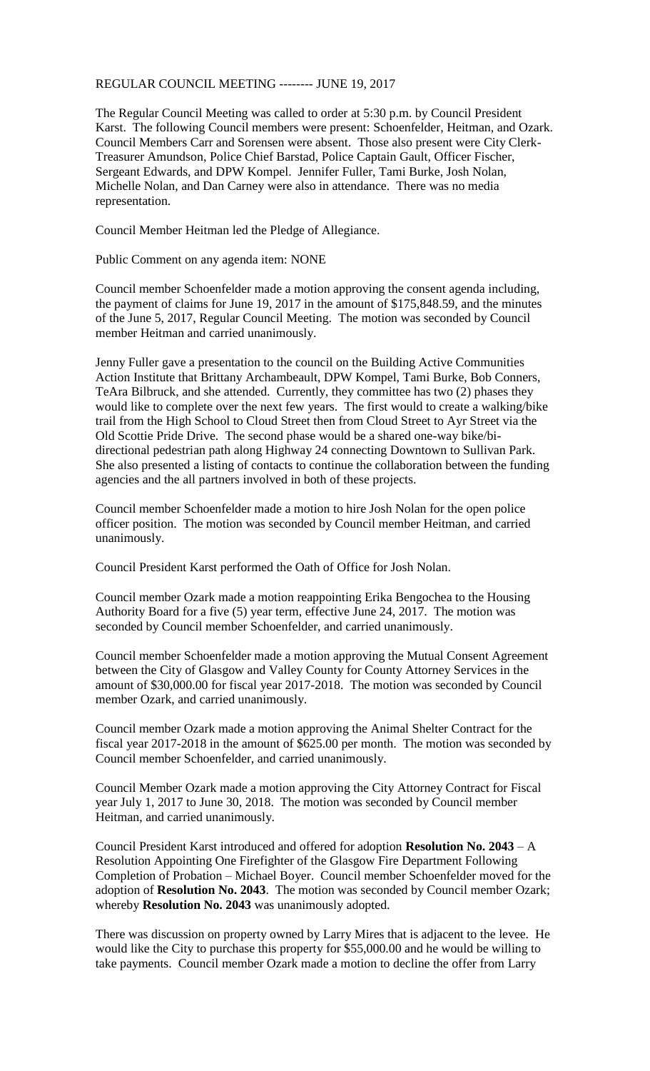REGULAR COUNCIL MEETING -------- JUNE 19, 2017

The Regular Council Meeting was called to order at 5:30 p.m. by Council President Karst. The following Council members were present: Schoenfelder, Heitman, and Ozark. Council Members Carr and Sorensen were absent. Those also present were City Clerk-Treasurer Amundson, Police Chief Barstad, Police Captain Gault, Officer Fischer, Sergeant Edwards, and DPW Kompel. Jennifer Fuller, Tami Burke, Josh Nolan, Michelle Nolan, and Dan Carney were also in attendance. There was no media representation.

Council Member Heitman led the Pledge of Allegiance.

Public Comment on any agenda item: NONE

Council member Schoenfelder made a motion approving the consent agenda including, the payment of claims for June 19, 2017 in the amount of $175,848.59, and the minutes of the June 5, 2017, Regular Council Meeting. The motion was seconded by Council member Heitman and carried unanimously.

Jenny Fuller gave a presentation to the council on the Building Active Communities Action Institute that Brittany Archambeault, DPW Kompel, Tami Burke, Bob Conners, TeAra Bilbruck, and she attended. Currently, they committee has two (2) phases they would like to complete over the next few years. The first would to create a walking/bike trail from the High School to Cloud Street then from Cloud Street to Ayr Street via the Old Scottie Pride Drive. The second phase would be a shared one-way bike/bi-directional pedestrian path along Highway 24 connecting Downtown to Sullivan Park. She also presented a listing of contacts to continue the collaboration between the funding agencies and the all partners involved in both of these projects.

Council member Schoenfelder made a motion to hire Josh Nolan for the open police officer position. The motion was seconded by Council member Heitman, and carried unanimously.

Council President Karst performed the Oath of Office for Josh Nolan.

Council member Ozark made a motion reappointing Erika Bengochea to the Housing Authority Board for a five (5) year term, effective June 24, 2017. The motion was seconded by Council member Schoenfelder, and carried unanimously.

Council member Schoenfelder made a motion approving the Mutual Consent Agreement between the City of Glasgow and Valley County for County Attorney Services in the amount of $30,000.00 for fiscal year 2017-2018. The motion was seconded by Council member Ozark, and carried unanimously.

Council member Ozark made a motion approving the Animal Shelter Contract for the fiscal year 2017-2018 in the amount of $625.00 per month. The motion was seconded by Council member Schoenfelder, and carried unanimously.

Council Member Ozark made a motion approving the City Attorney Contract for Fiscal year July 1, 2017 to June 30, 2018. The motion was seconded by Council member Heitman, and carried unanimously.

Council President Karst introduced and offered for adoption **Resolution No. 2043** – A Resolution Appointing One Firefighter of the Glasgow Fire Department Following Completion of Probation – Michael Boyer. Council member Schoenfelder moved for the adoption of **Resolution No. 2043**. The motion was seconded by Council member Ozark; whereby **Resolution No. 2043** was unanimously adopted.

There was discussion on property owned by Larry Mires that is adjacent to the levee. He would like the City to purchase this property for $55,000.00 and he would be willing to take payments. Council member Ozark made a motion to decline the offer from Larry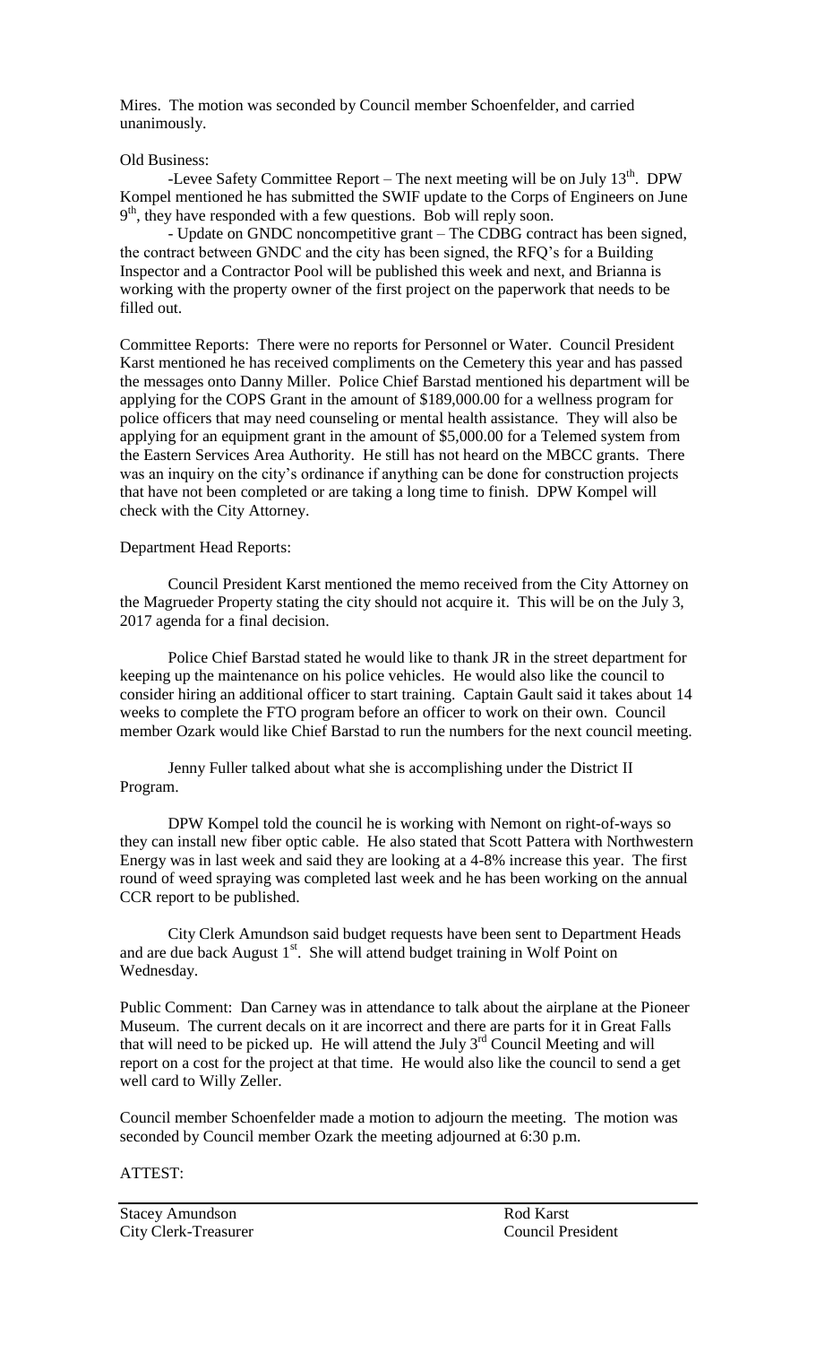Mires. The motion was seconded by Council member Schoenfelder, and carried unanimously.

Old Business:

-Levee Safety Committee Report – The next meeting will be on July 13th. DPW Kompel mentioned he has submitted the SWIF update to the Corps of Engineers on June 9th, they have responded with a few questions. Bob will reply soon.

- Update on GNDC noncompetitive grant – The CDBG contract has been signed, the contract between GNDC and the city has been signed, the RFQ's for a Building Inspector and a Contractor Pool will be published this week and next, and Brianna is working with the property owner of the first project on the paperwork that needs to be filled out.

Committee Reports: There were no reports for Personnel or Water. Council President Karst mentioned he has received compliments on the Cemetery this year and has passed the messages onto Danny Miller. Police Chief Barstad mentioned his department will be applying for the COPS Grant in the amount of $189,000.00 for a wellness program for police officers that may need counseling or mental health assistance. They will also be applying for an equipment grant in the amount of $5,000.00 for a Telemed system from the Eastern Services Area Authority. He still has not heard on the MBCC grants. There was an inquiry on the city's ordinance if anything can be done for construction projects that have not been completed or are taking a long time to finish. DPW Kompel will check with the City Attorney.

Department Head Reports:

Council President Karst mentioned the memo received from the City Attorney on the Magrueder Property stating the city should not acquire it. This will be on the July 3, 2017 agenda for a final decision.

Police Chief Barstad stated he would like to thank JR in the street department for keeping up the maintenance on his police vehicles. He would also like the council to consider hiring an additional officer to start training. Captain Gault said it takes about 14 weeks to complete the FTO program before an officer to work on their own. Council member Ozark would like Chief Barstad to run the numbers for the next council meeting.

Jenny Fuller talked about what she is accomplishing under the District II Program.

DPW Kompel told the council he is working with Nemont on right-of-ways so they can install new fiber optic cable. He also stated that Scott Pattera with Northwestern Energy was in last week and said they are looking at a 4-8% increase this year. The first round of weed spraying was completed last week and he has been working on the annual CCR report to be published.

City Clerk Amundson said budget requests have been sent to Department Heads and are due back August 1st. She will attend budget training in Wolf Point on Wednesday.

Public Comment: Dan Carney was in attendance to talk about the airplane at the Pioneer Museum. The current decals on it are incorrect and there are parts for it in Great Falls that will need to be picked up. He will attend the July 3rd Council Meeting and will report on a cost for the project at that time. He would also like the council to send a get well card to Willy Zeller.

Council member Schoenfelder made a motion to adjourn the meeting. The motion was seconded by Council member Ozark the meeting adjourned at 6:30 p.m.

ATTEST:

| | |
|---|---|
| Stacey Amundson | Rod Karst |
| City Clerk-Treasurer | Council President |